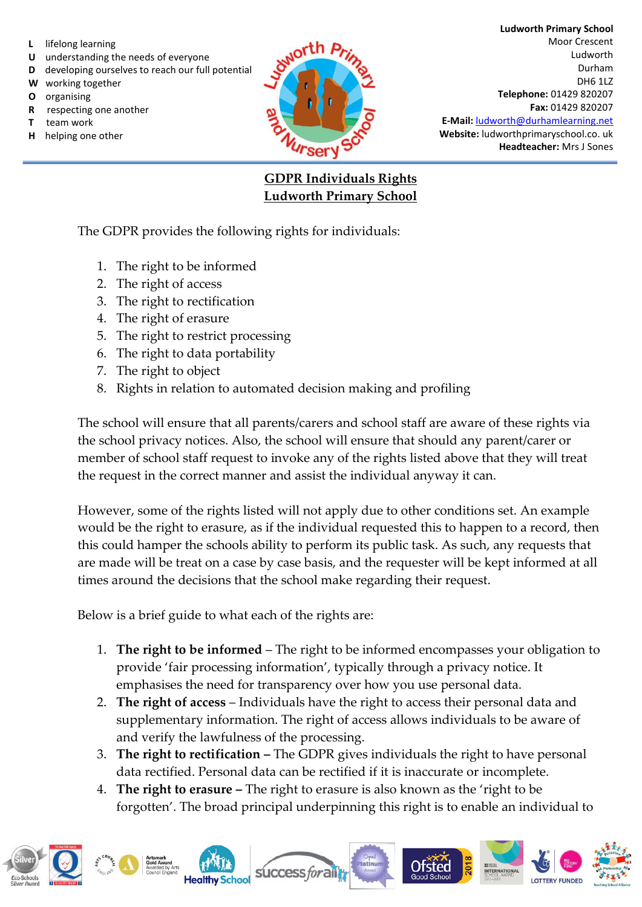**L** lifelong learning
**U** understanding the needs of everyone
**D** developing ourselves to reach our full potential
**W** working together
**O** organising
**R** respecting one another
**T** team work
**H** helping one other

**Ludworth Primary School**
Moor Crescent
Ludworth
Durham
DH6 1LZ
**Telephone:** 01429 820207
**Fax:** 01429 820207
**E-Mail:** ludworth@durhamlearning.net
**Website:** ludworthprimaryschool.co. uk
**Headteacher:** Mrs J Sones

# GDPR Individuals Rights
# Ludworth Primary School

The GDPR provides the following rights for individuals:

1. The right to be informed
2. The right of access
3. The right to rectification
4. The right of erasure
5. The right to restrict processing
6. The right to data portability
7. The right to object
8. Rights in relation to automated decision making and profiling

The school will ensure that all parents/carers and school staff are aware of these rights via the school privacy notices. Also, the school will ensure that should any parent/carer or member of school staff request to invoke any of the rights listed above that they will treat the request in the correct manner and assist the individual anyway it can.

However, some of the rights listed will not apply due to other conditions set. An example would be the right to erasure, as if the individual requested this to happen to a record, then this could hamper the schools ability to perform its public task. As such, any requests that are made will be treat on a case by case basis, and the requester will be kept informed at all times around the decisions that the school make regarding their request.

Below is a brief guide to what each of the rights are:

1. **The right to be informed** – The right to be informed encompasses your obligation to provide 'fair processing information', typically through a privacy notice. It emphasises the need for transparency over how you use personal data.
2. **The right of access** – Individuals have the right to access their personal data and supplementary information. The right of access allows individuals to be aware of and verify the lawfulness of the processing.
3. **The right to rectification –** The GDPR gives individuals the right to have personal data rectified. Personal data can be rectified if it is inaccurate or incomplete.
4. **The right to erasure –** The right to erasure is also known as the 'right to be forgotten'. The broad principal underpinning this right is to enable an individual to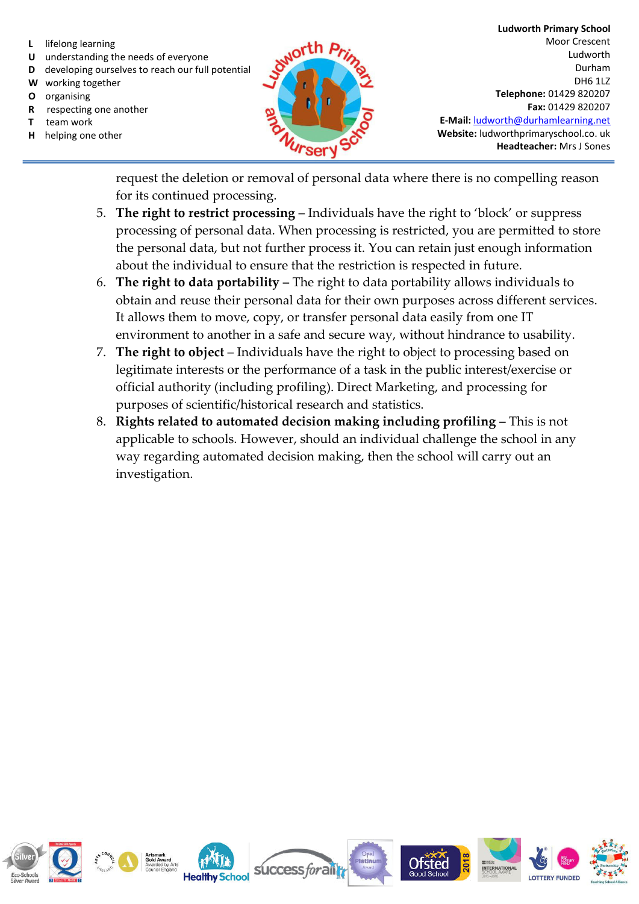request the deletion or removal of personal data where there is no compelling reason for its continued processing.

5. **The right to restrict processing** – Individuals have the right to 'block' or suppress processing of personal data. When processing is restricted, you are permitted to store the personal data, but not further process it. You can retain just enough information about the individual to ensure that the restriction is respected in future.
6. **The right to data portability –** The right to data portability allows individuals to obtain and reuse their personal data for their own purposes across different services. It allows them to move, copy, or transfer personal data easily from one IT environment to another in a safe and secure way, without hindrance to usability.
7. **The right to object** – Individuals have the right to object to processing based on legitimate interests or the performance of a task in the public interest/exercise or official authority (including profiling). Direct Marketing, and processing for purposes of scientific/historical research and statistics.
8. **Rights related to automated decision making including profiling –** This is not applicable to schools. However, should an individual challenge the school in any way regarding automated decision making, then the school will carry out an investigation.